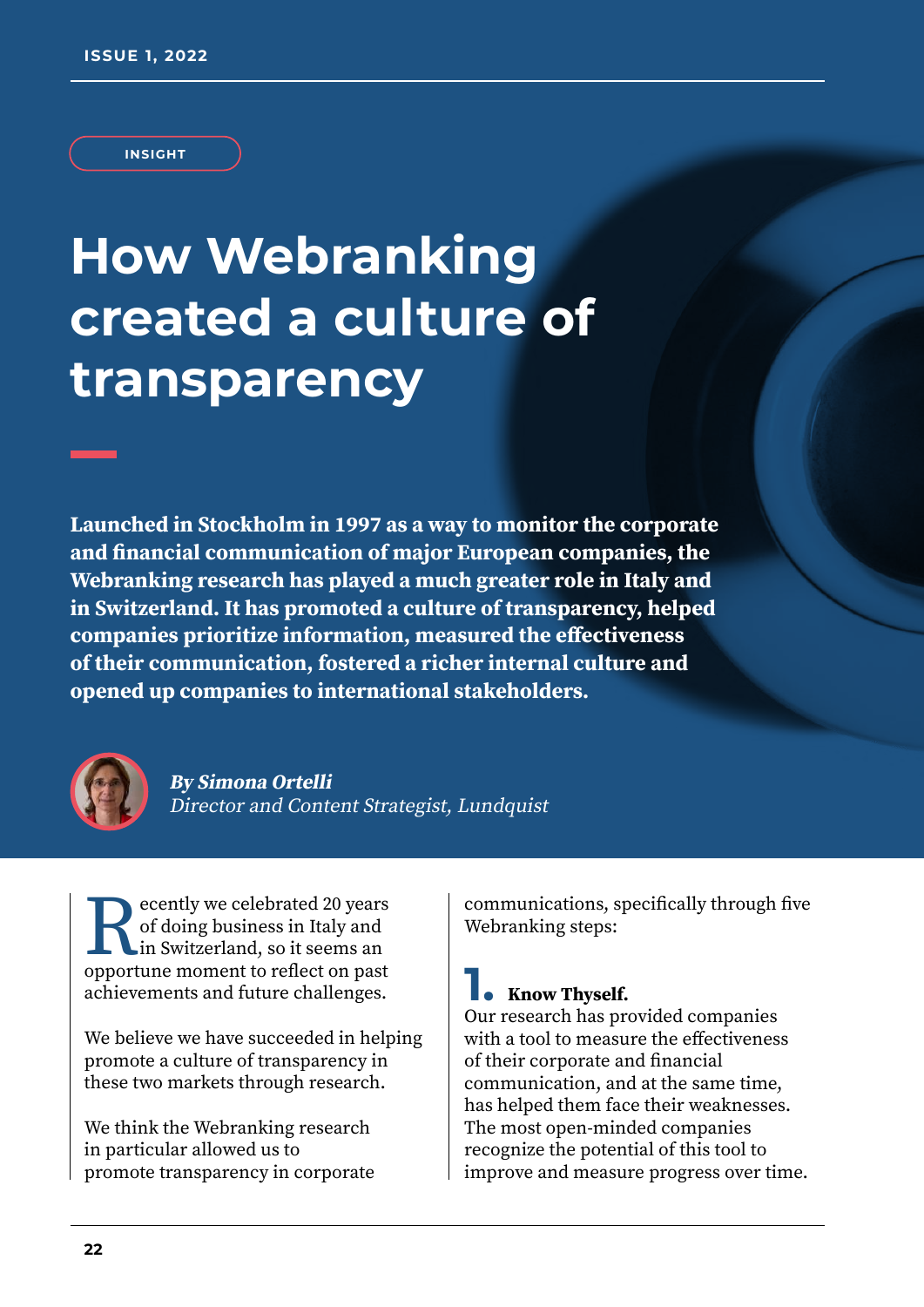INSIGHT

# How Webranking created a culture of transparency

**Launched in Stockholm in 1997 as a way to monitor the corporate and financial communication of major European companies, the Webranking research has played a much greater role in Italy and in Switzerland. It has promoted a culture of transparency, helped companies prioritize information, measured the effectiveness of their communication, fostered a richer internal culture and opened up companies to international stakeholders.**

***By Simona Ortelli***
*Director and Content Strategist, Lundquist*

Recently we celebrated 20 years of doing business in Italy and in Switzerland, so it seems an opportune moment to reflect on past achievements and future challenges.

We believe we have succeeded in helping promote a culture of transparency in these two markets through research.

We think the Webranking research in particular allowed us to promote transparency in corporate communications, specifically through five Webranking steps:

**1. Know Thyself.**
Our research has provided companies with a tool to measure the effectiveness of their corporate and financial communication, and at the same time, has helped them face their weaknesses. The most open-minded companies recognize the potential of this tool to improve and measure progress over time.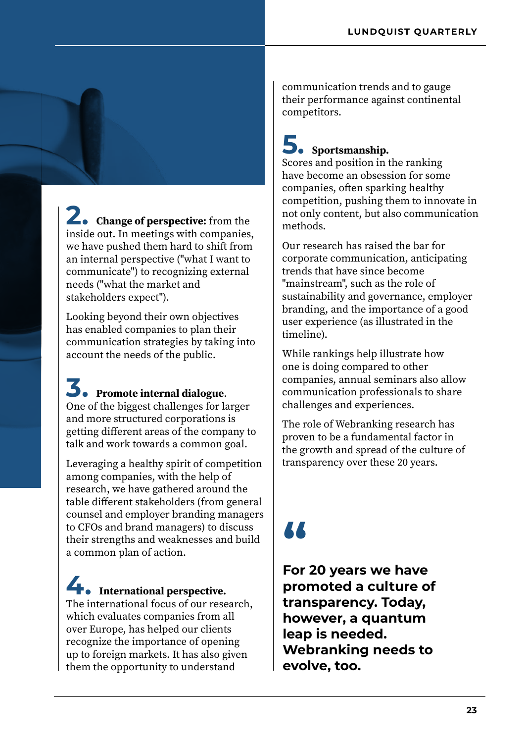**2. Change of perspective:** from the inside out. In meetings with companies, we have pushed them hard to shift from an internal perspective ("what I want to communicate") to recognizing external needs ("what the market and stakeholders expect").

Looking beyond their own objectives has enabled companies to plan their communication strategies by taking into account the needs of the public.

**3. Promote internal dialogue**.
One of the biggest challenges for larger and more structured corporations is getting different areas of the company to talk and work towards a common goal.

Leveraging a healthy spirit of competition among companies, with the help of research, we have gathered around the table different stakeholders (from general counsel and employer branding managers to CFOs and brand managers) to discuss their strengths and weaknesses and build a common plan of action.

**4. International perspective.**
The international focus of our research, which evaluates companies from all over Europe, has helped our clients recognize the importance of opening up to foreign markets. It has also given them the opportunity to understand communication trends and to gauge their performance against continental competitors.

**5. Sportsmanship.**
Scores and position in the ranking have become an obsession for some companies, often sparking healthy competition, pushing them to innovate in not only content, but also communication methods.

Our research has raised the bar for corporate communication, anticipating trends that have since become "mainstream", such as the role of sustainability and governance, employer branding, and the importance of a good user experience (as illustrated in the timeline).

While rankings help illustrate how one is doing compared to other companies, annual seminars also allow communication professionals to share challenges and experiences.

The role of Webranking research has proven to be a fundamental factor in the growth and spread of the culture of transparency over these 20 years.

> **“For 20 years we have promoted a culture of transparency. Today, however, a quantum leap is needed. Webranking needs to evolve, too.**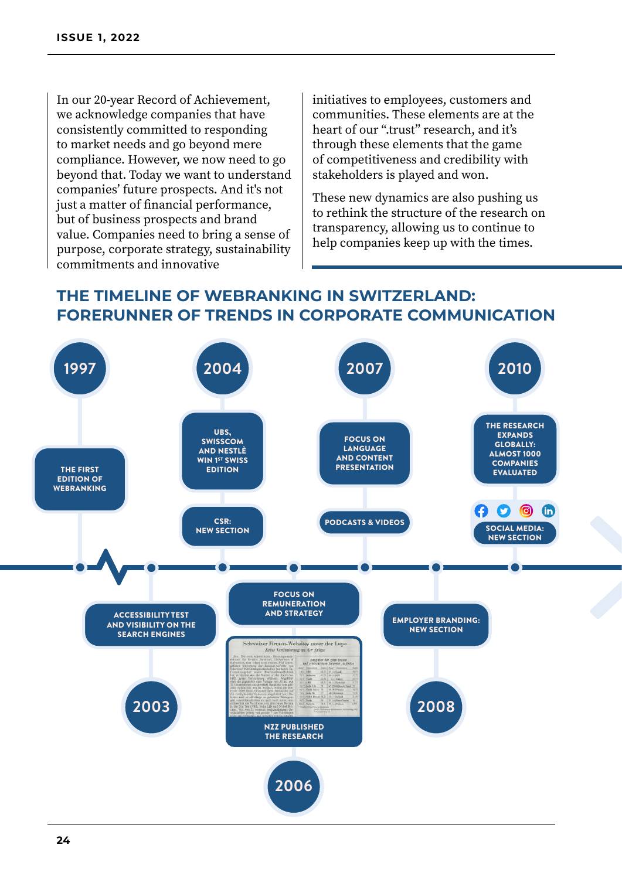In our 20-year Record of Achievement, we acknowledge companies that have consistently committed to responding to market needs and go beyond mere compliance. However, we now need to go beyond that. Today we want to understand companies' future prospects. And it's not just a matter of financial performance, but of business prospects and brand value. Companies need to bring a sense of purpose, corporate strategy, sustainability commitments and innovative initiatives to employees, customers and communities. These elements are at the heart of our ".trust" research, and it's through these elements that the game of competitiveness and credibility with stakeholders is played and won.

These new dynamics are also pushing us to rethink the structure of the research on transparency, allowing us to continue to help companies keep up with the times.

## THE TIMELINE OF WEBRANKING IN SWITZERLAND: FORERUNNER OF TRENDS IN CORPORATE COMMUNICATION

**1997**
- THE FIRST EDITION OF WEBRANKING

**2003**
- ACCESSIBILITY TEST AND VISIBILITY ON THE SEARCH ENGINES

**2004**
- UBS, SWISSCOM AND NESTLÈ WIN 1ST SWISS EDITION
- CSR: NEW SECTION

**2006**
- FOCUS ON REMUNERATION AND STRATEGY
- NZZ PUBLISHED THE RESEARCH

**2007**
- FOCUS ON LANGUAGE AND CONTENT PRESENTATION
- PODCASTS & VIDEOS

**2008**
- EMPLOYER BRANDING: NEW SECTION

**2010**
- THE RESEARCH EXPANDS GLOBALLY: ALMOST 1000 COMPANIES EVALUATED
- SOCIAL MEDIA: NEW SECTION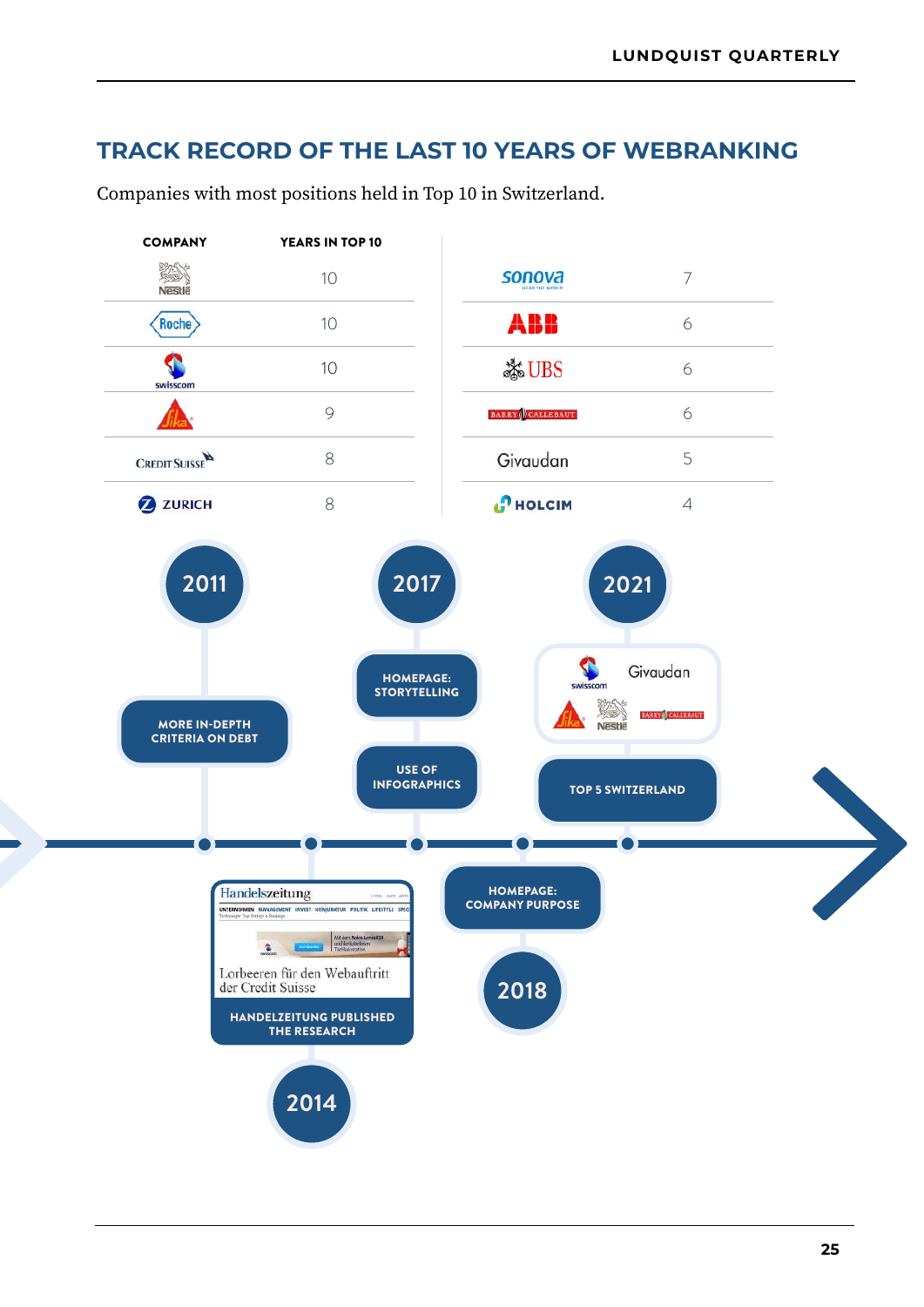## TRACK RECORD OF THE LAST 10 YEARS OF WEBRANKING

Companies with most positions held in Top 10 in Switzerland.

| COMPANY | YEARS IN TOP 10 |
|---|---|
| Nestlé | 10 |
| Roche | 10 |
| Swisscom | 10 |
| Sika | 9 |
| Credit Suisse | 8 |
| Zurich | 8 |
| Sonova | 7 |
| ABB | 6 |
| UBS | 6 |
| Barry Callebaut | 6 |
| Givaudan | 5 |
| Holcim | 4 |

2011
MORE IN-DEPTH CRITERIA ON DEBT

2014
HANDELZEITUNG PUBLISHED THE RESEARCH

Handelszeitung
Lorbeeren für den Webauftritt der Credit Suisse

2017
HOMEPAGE: STORYTELLING
USE OF INFOGRAPHICS

2018
HOMEPAGE: COMPANY PURPOSE

2021
Swisscom, Givaudan, Sika, Nestlé, Barry Callebaut
TOP 5 SWITZERLAND